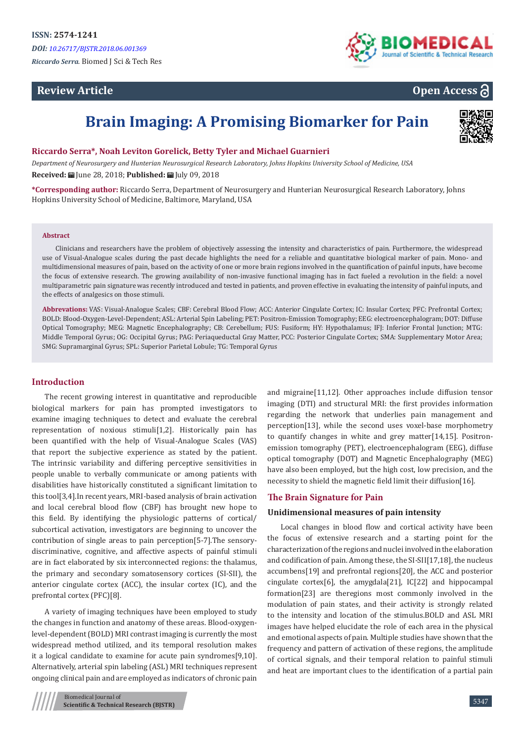ISSN: 2574-1241

*DOI: 10.26717/BJSTR.2018.06.001369*

*Riccardo Serra.* Biomed J Sci & Tech Res

**Review Article** **Open Access**

# Brain Imaging: A Promising Biomarker for Pain

**Riccardo Serra*, Noah Leviton Gorelick, Betty Tyler and Michael Guarnieri**

*Department of Neurosurgery and Hunterian Neurosurgical Research Laboratory, Johns Hopkins University School of Medicine, USA*

**Received:** June 28, 2018; **Published:** July 09, 2018

**\*Corresponding author:** Riccardo Serra, Department of Neurosurgery and Hunterian Neurosurgical Research Laboratory, Johns Hopkins University School of Medicine, Baltimore, Maryland, USA

**Abstract**

Clinicians and researchers have the problem of objectively assessing the intensity and characteristics of pain. Furthermore, the widespread use of Visual-Analogue scales during the past decade highlights the need for a reliable and quantitative biological marker of pain. Mono- and multidimensional measures of pain, based on the activity of one or more brain regions involved in the quantification of painful inputs, have become the focus of extensive research. The growing availability of non-invasive functional imaging has in fact fueled a revolution in the field: a novel multiparametric pain signature was recently introduced and tested in patients, and proven effective in evaluating the intensity of painful inputs, and the effects of analgesics on those stimuli.

**Abbrevations:** VAS: Visual-Analogue Scales; CBF: Cerebral Blood Flow; ACC: Anterior Cingulate Cortex; IC: Insular Cortex; PFC: Prefrontal Cortex; BOLD: Blood-Oxygen-Level-Dependent; ASL: Arterial Spin Labeling; PET: Positron-Emission Tomography; EEG: electroencephalogram; DOT: Diffuse Optical Tomography; MEG: Magnetic Encephalography; CB: Cerebellum; FUS: Fusiform; HY: Hypothalamus; IFJ: Inferior Frontal Junction; MTG: Middle Temporal Gyrus; OG: Occipital Gyrus; PAG: Periaqueductal Gray Matter, PCC: Posterior Cingulate Cortex; SMA: Supplementary Motor Area; SMG: Supramarginal Gyrus; SPL: Superior Parietal Lobule; TG: Temporal Gyrus

## Introduction

The recent growing interest in quantitative and reproducible biological markers for pain has prompted investigators to examine imaging techniques to detect and evaluate the cerebral representation of noxious stimuli[1,2]. Historically pain has been quantified with the help of Visual-Analogue Scales (VAS) that report the subjective experience as stated by the patient. The intrinsic variability and differing perceptive sensitivities in people unable to verbally communicate or among patients with disabilities have historically constituted a significant limitation to this tool[3,4].In recent years, MRI-based analysis of brain activation and local cerebral blood flow (CBF) has brought new hope to this field. By identifying the physiologic patterns of cortical/subcortical activation, investigators are beginning to uncover the contribution of single areas to pain perception[5-7].The sensory-discriminative, cognitive, and affective aspects of painful stimuli are in fact elaborated by six interconnected regions: the thalamus, the primary and secondary somatosensory cortices (SI-SII), the anterior cingulate cortex (ACC), the insular cortex (IC), and the prefrontal cortex (PFC)[8].

A variety of imaging techniques have been employed to study the changes in function and anatomy of these areas. Blood-oxygen-level-dependent (BOLD) MRI contrast imaging is currently the most widespread method utilized, and its temporal resolution makes it a logical candidate to examine for acute pain syndromes[9,10]. Alternatively, arterial spin labeling (ASL) MRI techniques represent ongoing clinical pain and are employed as indicators of chronic pain and migraine[11,12]. Other approaches include diffusion tensor imaging (DTI) and structural MRI: the first provides information regarding the network that underlies pain management and perception[13], while the second uses voxel-base morphometry to quantify changes in white and grey matter[14,15]. Positron-emission tomography (PET), electroencephalogram (EEG), diffuse optical tomography (DOT) and Magnetic Encephalography (MEG) have also been employed, but the high cost, low precision, and the necessity to shield the magnetic field limit their diffusion[16].

## The Brain Signature for Pain

### Unidimensional measures of pain intensity

Local changes in blood flow and cortical activity have been the focus of extensive research and a starting point for the characterization of the regions and nuclei involved in the elaboration and codification of pain. Among these, the SI-SII[17,18], the nucleus accumbens[19] and prefrontal regions[20], the ACC and posterior cingulate cortex[6], the amygdala[21], IC[22] and hippocampal formation[23] are theregions most commonly involved in the modulation of pain states, and their activity is strongly related to the intensity and location of the stimulus.BOLD and ASL MRI images have helped elucidate the role of each area in the physical and emotional aspects of pain. Multiple studies have shown that the frequency and pattern of activation of these regions, the amplitude of cortical signals, and their temporal relation to painful stimuli and heat are important clues to the identification of a partial pain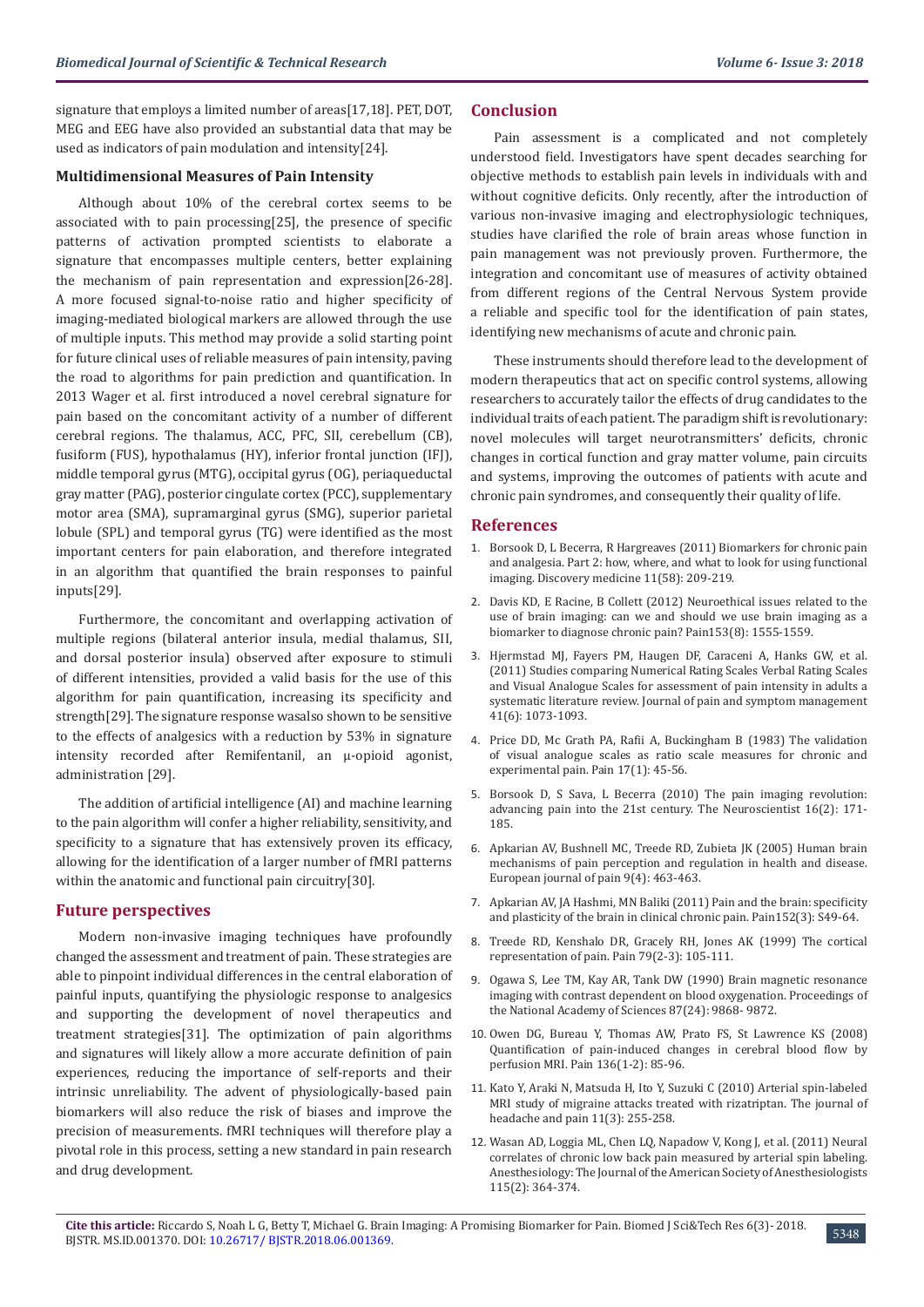signature that employs a limited number of areas[17,18]. PET, DOT, MEG and EEG have also provided an substantial data that may be used as indicators of pain modulation and intensity[24].

### Multidimensional Measures of Pain Intensity

Although about 10% of the cerebral cortex seems to be associated with to pain processing[25], the presence of specific patterns of activation prompted scientists to elaborate a signature that encompasses multiple centers, better explaining the mechanism of pain representation and expression[26-28]. A more focused signal-to-noise ratio and higher specificity of imaging-mediated biological markers are allowed through the use of multiple inputs. This method may provide a solid starting point for future clinical uses of reliable measures of pain intensity, paving the road to algorithms for pain prediction and quantification. In 2013 Wager et al. first introduced a novel cerebral signature for pain based on the concomitant activity of a number of different cerebral regions. The thalamus, ACC, PFC, SII, cerebellum (CB), fusiform (FUS), hypothalamus (HY), inferior frontal junction (IFJ), middle temporal gyrus (MTG), occipital gyrus (OG), periaqueductal gray matter (PAG), posterior cingulate cortex (PCC), supplementary motor area (SMA), supramarginal gyrus (SMG), superior parietal lobule (SPL) and temporal gyrus (TG) were identified as the most important centers for pain elaboration, and therefore integrated in an algorithm that quantified the brain responses to painful inputs[29].

Furthermore, the concomitant and overlapping activation of multiple regions (bilateral anterior insula, medial thalamus, SII, and dorsal posterior insula) observed after exposure to stimuli of different intensities, provided a valid basis for the use of this algorithm for pain quantification, increasing its specificity and strength[29]. The signature response wasalso shown to be sensitive to the effects of analgesics with a reduction by 53% in signature intensity recorded after Remifentanil, an μ-opioid agonist, administration [29].

The addition of artificial intelligence (AI) and machine learning to the pain algorithm will confer a higher reliability, sensitivity, and specificity to a signature that has extensively proven its efficacy, allowing for the identification of a larger number of fMRI patterns within the anatomic and functional pain circuitry[30].

## Future perspectives

Modern non-invasive imaging techniques have profoundly changed the assessment and treatment of pain. These strategies are able to pinpoint individual differences in the central elaboration of painful inputs, quantifying the physiologic response to analgesics and supporting the development of novel therapeutics and treatment strategies[31]. The optimization of pain algorithms and signatures will likely allow a more accurate definition of pain experiences, reducing the importance of self-reports and their intrinsic unreliability. The advent of physiologically-based pain biomarkers will also reduce the risk of biases and improve the precision of measurements. fMRI techniques will therefore play a pivotal role in this process, setting a new standard in pain research and drug development.

## Conclusion

Pain assessment is a complicated and not completely understood field. Investigators have spent decades searching for objective methods to establish pain levels in individuals with and without cognitive deficits. Only recently, after the introduction of various non-invasive imaging and electrophysiologic techniques, studies have clarified the role of brain areas whose function in pain management was not previously proven. Furthermore, the integration and concomitant use of measures of activity obtained from different regions of the Central Nervous System provide a reliable and specific tool for the identification of pain states, identifying new mechanisms of acute and chronic pain.

These instruments should therefore lead to the development of modern therapeutics that act on specific control systems, allowing researchers to accurately tailor the effects of drug candidates to the individual traits of each patient. The paradigm shift is revolutionary: novel molecules will target neurotransmitters' deficits, chronic changes in cortical function and gray matter volume, pain circuits and systems, improving the outcomes of patients with acute and chronic pain syndromes, and consequently their quality of life.

## References

1. Borsook D, L Becerra, R Hargreaves (2011) Biomarkers for chronic pain and analgesia. Part 2: how, where, and what to look for using functional imaging. Discovery medicine 11(58): 209-219.
2. Davis KD, E Racine, B Collett (2012) Neuroethical issues related to the use of brain imaging: can we and should we use brain imaging as a biomarker to diagnose chronic pain? Pain153(8): 1555-1559.
3. Hjermstad MJ, Fayers PM, Haugen DF, Caraceni A, Hanks GW, et al. (2011) Studies comparing Numerical Rating Scales Verbal Rating Scales and Visual Analogue Scales for assessment of pain intensity in adults a systematic literature review. Journal of pain and symptom management 41(6): 1073-1093.
4. Price DD, Mc Grath PA, Rafii A, Buckingham B (1983) The validation of visual analogue scales as ratio scale measures for chronic and experimental pain. Pain 17(1): 45-56.
5. Borsook D, S Sava, L Becerra (2010) The pain imaging revolution: advancing pain into the 21st century. The Neuroscientist 16(2): 171-185.
6. Apkarian AV, Bushnell MC, Treede RD, Zubieta JK (2005) Human brain mechanisms of pain perception and regulation in health and disease. European journal of pain 9(4): 463-463.
7. Apkarian AV, JA Hashmi, MN Baliki (2011) Pain and the brain: specificity and plasticity of the brain in clinical chronic pain. Pain152(3): S49-64.
8. Treede RD, Kenshalo DR, Gracely RH, Jones AK (1999) The cortical representation of pain. Pain 79(2-3): 105-111.
9. Ogawa S, Lee TM, Kay AR, Tank DW (1990) Brain magnetic resonance imaging with contrast dependent on blood oxygenation. Proceedings of the National Academy of Sciences 87(24): 9868- 9872.
10. Owen DG, Bureau Y, Thomas AW, Prato FS, St Lawrence KS (2008) Quantification of pain-induced changes in cerebral blood flow by perfusion MRI. Pain 136(1-2): 85-96.
11. Kato Y, Araki N, Matsuda H, Ito Y, Suzuki C (2010) Arterial spin-labeled MRI study of migraine attacks treated with rizatriptan. The journal of headache and pain 11(3): 255-258.
12. Wasan AD, Loggia ML, Chen LQ, Napadow V, Kong J, et al. (2011) Neural correlates of chronic low back pain measured by arterial spin labeling. Anesthesiology: The Journal of the American Society of Anesthesiologists 115(2): 364-374.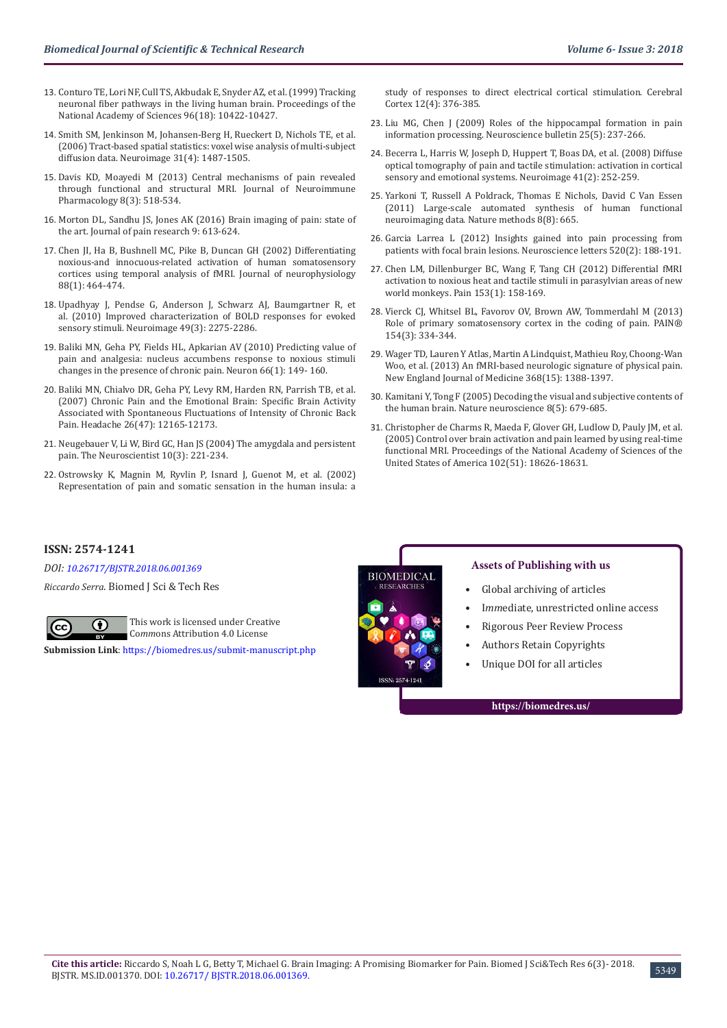13. Conturo TE, Lori NF, Cull TS, Akbudak E, Snyder AZ, et al. (1999) Tracking neuronal fiber pathways in the living human brain. Proceedings of the National Academy of Sciences 96(18): 10422-10427.
14. Smith SM, Jenkinson M, Johansen-Berg H, Rueckert D, Nichols TE, et al. (2006) Tract-based spatial statistics: voxel wise analysis of multi-subject diffusion data. Neuroimage 31(4): 1487-1505.
15. Davis KD, Moayedi M (2013) Central mechanisms of pain revealed through functional and structural MRI. Journal of Neuroimmune Pharmacology 8(3): 518-534.
16. Morton DL, Sandhu JS, Jones AK (2016) Brain imaging of pain: state of the art. Journal of pain research 9: 613-624.
17. Chen JI, Ha B, Bushnell MC, Pike B, Duncan GH (2002) Differentiating noxious-and innocuous-related activation of human somatosensory cortices using temporal analysis of fMRI. Journal of neurophysiology 88(1): 464-474.
18. Upadhyay J, Pendse G, Anderson J, Schwarz AJ, Baumgartner R, et al. (2010) Improved characterization of BOLD responses for evoked sensory stimuli. Neuroimage 49(3): 2275-2286.
19. Baliki MN, Geha PY, Fields HL, Apkarian AV (2010) Predicting value of pain and analgesia: nucleus accumbens response to noxious stimuli changes in the presence of chronic pain. Neuron 66(1): 149- 160.
20. Baliki MN, Chialvo DR, Geha PY, Levy RM, Harden RN, Parrish TB, et al. (2007) Chronic Pain and the Emotional Brain: Specific Brain Activity Associated with Spontaneous Fluctuations of Intensity of Chronic Back Pain. Headache 26(47): 12165-12173.
21. Neugebauer V, Li W, Bird GC, Han JS (2004) The amygdala and persistent pain. The Neuroscientist 10(3): 221-234.
22. Ostrowsky K, Magnin M, Ryvlin P, Isnard J, Guenot M, et al. (2002) Representation of pain and somatic sensation in the human insula: a study of responses to direct electrical cortical stimulation. Cerebral Cortex 12(4): 376-385.
23. Liu MG, Chen J (2009) Roles of the hippocampal formation in pain information processing. Neuroscience bulletin 25(5): 237-266.
24. Becerra L, Harris W, Joseph D, Huppert T, Boas DA, et al. (2008) Diffuse optical tomography of pain and tactile stimulation: activation in cortical sensory and emotional systems. Neuroimage 41(2): 252-259.
25. Yarkoni T, Russell A Poldrack, Thomas E Nichols, David C Van Essen (2011) Large-scale automated synthesis of human functional neuroimaging data. Nature methods 8(8): 665.
26. Garcia Larrea L (2012) Insights gained into pain processing from patients with focal brain lesions. Neuroscience letters 520(2): 188-191.
27. Chen LM, Dillenburger BC, Wang F, Tang CH (2012) Differential fMRI activation to noxious heat and tactile stimuli in parasylvian areas of new world monkeys. Pain 153(1): 158-169.
28. Vierck CJ, Whitsel BL, Favorov OV, Brown AW, Tommerdahl M (2013) Role of primary somatosensory cortex in the coding of pain. PAIN® 154(3): 334-344.
29. Wager TD, Lauren Y Atlas, Martin A Lindquist, Mathieu Roy, Choong-Wan Woo, et al. (2013) An fMRI-based neurologic signature of physical pain. New England Journal of Medicine 368(15): 1388-1397.
30. Kamitani Y, Tong F (2005) Decoding the visual and subjective contents of the human brain. Nature neuroscience 8(5): 679-685.
31. Christopher de Charms R, Maeda F, Glover GH, Ludlow D, Pauly JM, et al. (2005) Control over brain activation and pain learned by using real-time functional MRI. Proceedings of the National Academy of Sciences of the United States of America 102(51): 18626-18631.

**ISSN: 2574-1241**

*DOI: 10.26717/BJSTR.2018.06.001369*

*Riccardo Serra*. Biomed J Sci & Tech Res

This work is licensed under Creative Commons Attribution 4.0 License

**Submission Link**: https://biomedres.us/submit-manuscript.php

### Assets of Publishing with us

- Global archiving of articles
- Immediate, unrestricted online access
- Rigorous Peer Review Process
- Authors Retain Copyrights
- Unique DOI for all articles

**https://biomedres.us/**

**Cite this article:** Riccardo S, Noah L G, Betty T, Michael G. Brain Imaging: A Promising Biomarker for Pain. Biomed J Sci&Tech Res 6(3)- 2018. BJSTR. MS.ID.001370. DOI: 10.26717/ BJSTR.2018.06.001369.